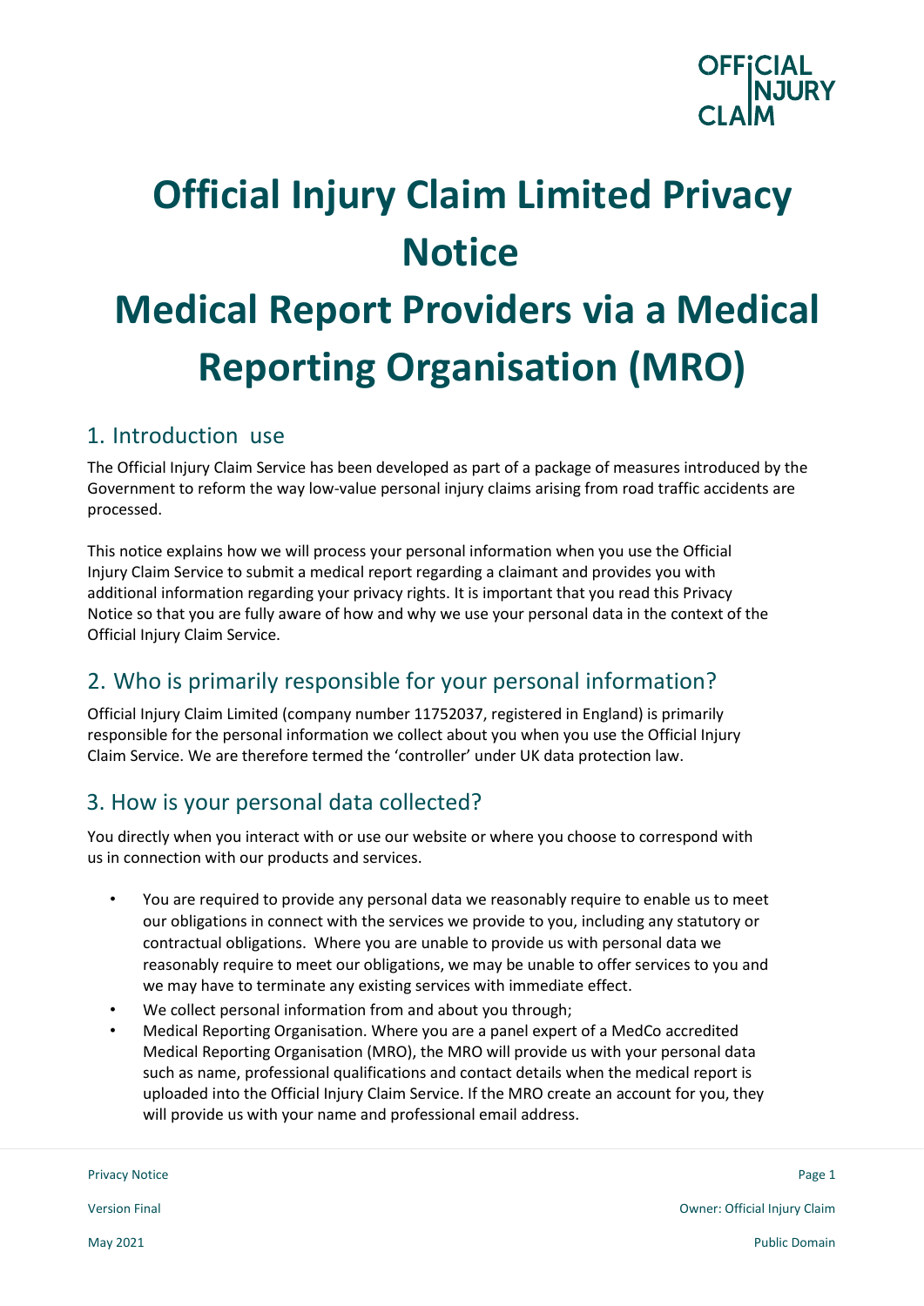# Official Injury Claim Limited Privacy Notice

# Medical Report Providers via a Medical Reporting Organisation (MRO)

## 1. Introduction use

The Official Injury Claim Service has been developed as part of a package of measures introduced by the Government to reform the way low-value personal injury claims arising from road traffic accidents are processed.

This notice explains how we will process your personal information when you use the Official Injury Claim Service to submit a medical report regarding a claimant and provides you with additional information regarding your privacy rights. It is important that you read this Privacy Notice so that you are fully aware of how and why we use your personal data in the context of the Official Injury Claim Service.

## 2. Who is primarily responsible for your personal information?

Official Injury Claim Limited (company number 11752037, registered in England) is primarily responsible for the personal information we collect about you when you use the Official Injury Claim Service. We are therefore termed the 'controller' under UK data protection law.

## 3. How is your personal data collected?

You directly when you interact with or use our website or where you choose to correspond with us in connection with our products and services.

- You are required to provide any personal data we reasonably require to enable us to meet our obligations in connect with the services we provide to you, including any statutory or contractual obligations. Where you are unable to provide us with personal data we reasonably require to meet our obligations, we may be unable to offer services to you and we may have to terminate any existing services with immediate effect.
- We collect personal information from and about you through;
- Medical Reporting Organisation. Where you are a panel expert of a MedCo accredited Medical Reporting Organisation (MRO), the MRO will provide us with your personal data such as name, professional qualifications and contact details when the medical report is uploaded into the Official Injury Claim Service. If the MRO create an account for you, they will provide us with your name and professional email address.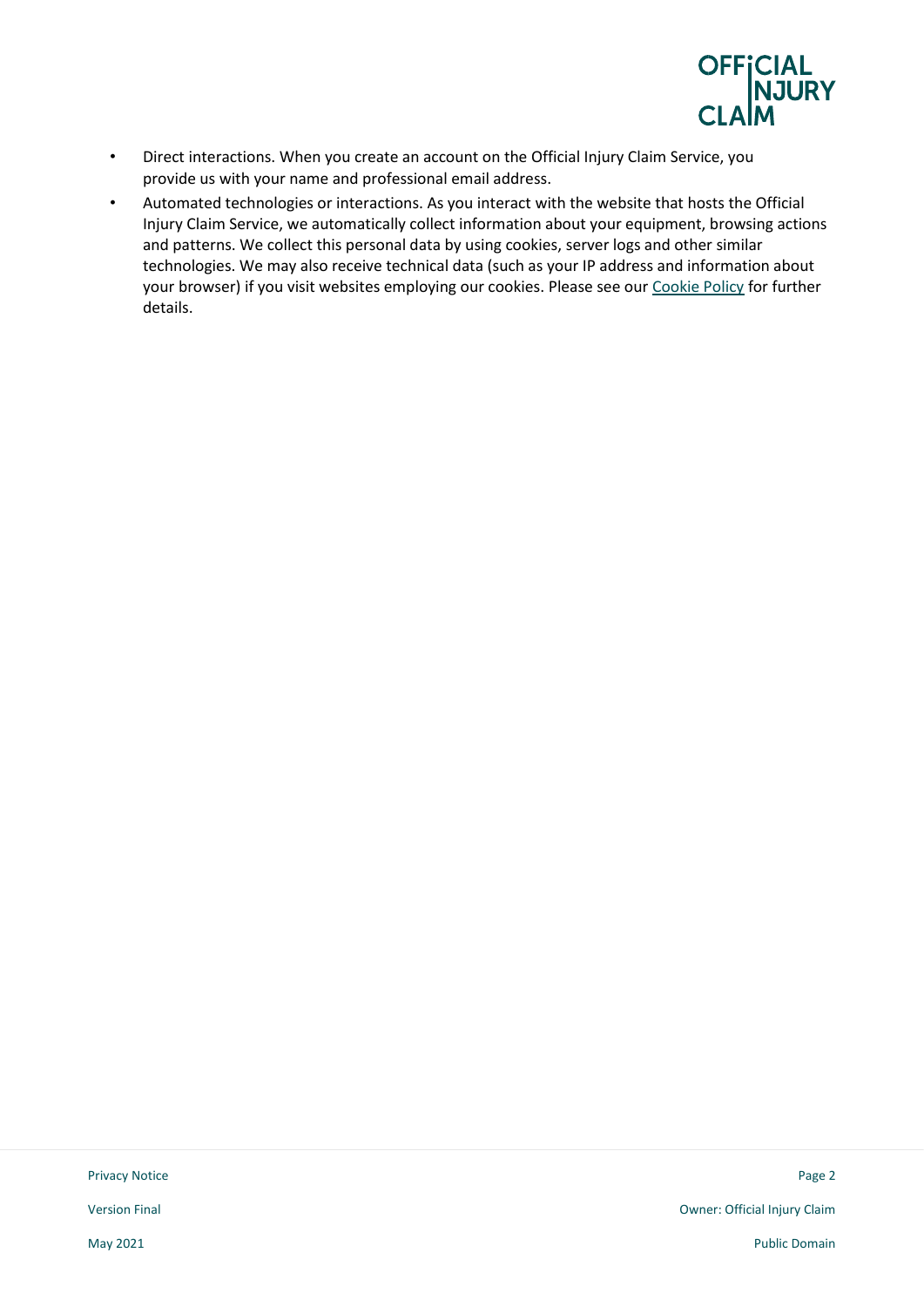- Direct interactions. When you create an account on the Official Injury Claim Service, you provide us with your name and professional email address.
- Automated technologies or interactions. As you interact with the website that hosts the Official Injury Claim Service, we automatically collect information about your equipment, browsing actions and patterns. We collect this personal data by using cookies, server logs and other similar technologies. We may also receive technical data (such as your IP address and information about your browser) if you visit websites employing our cookies. Please see our Cookie Policy for further details.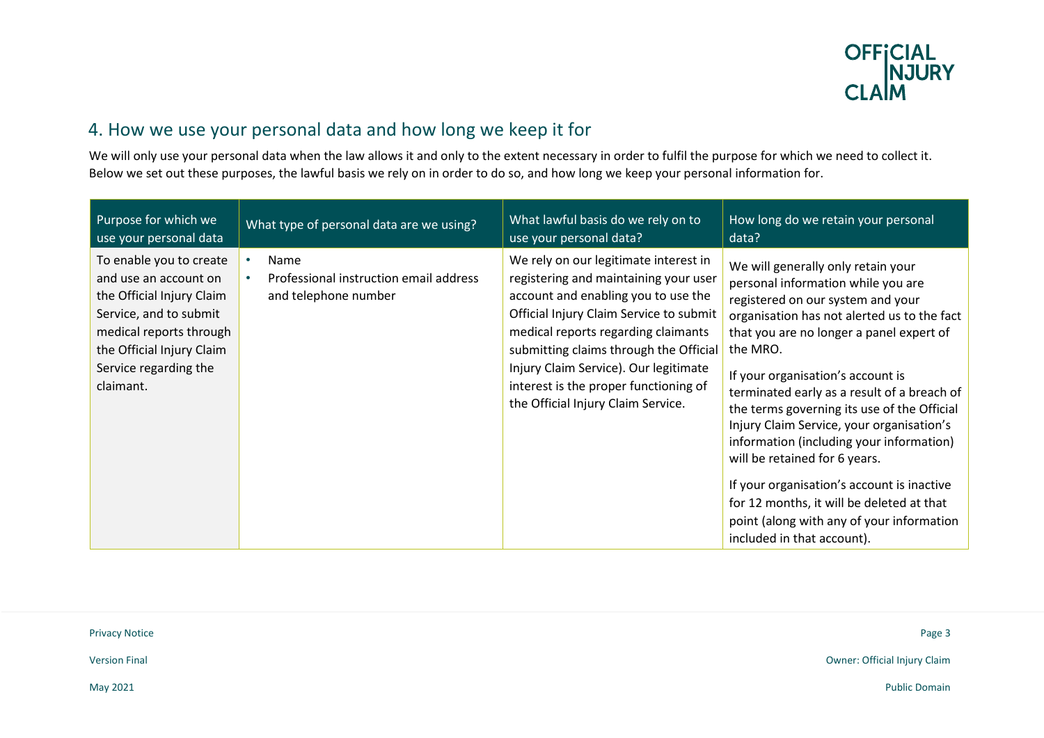## 4. How we use your personal data and how long we keep it for

We will only use your personal data when the law allows it and only to the extent necessary in order to fulfil the purpose for which we need to collect it. Below we set out these purposes, the lawful basis we rely on in order to do so, and how long we keep your personal information for.

| Purpose for which we use your personal data | What type of personal data are we using? | What lawful basis do we rely on to use your personal data? | How long do we retain your personal data? |
|---|---|---|---|
| To enable you to create and use an account on the Official Injury Claim Service, and to submit medical reports through the Official Injury Claim Service regarding the claimant. | • Name<br>• Professional instruction email address and telephone number | We rely on our legitimate interest in registering and maintaining your user account and enabling you to use the Official Injury Claim Service to submit medical reports regarding claimants submitting claims through the Official Injury Claim Service). Our legitimate interest is the proper functioning of the Official Injury Claim Service. | We will generally only retain your personal information while you are registered on our system and your organisation has not alerted us to the fact that you are no longer a panel expert of the MRO.<br><br>If your organisation's account is terminated early as a result of a breach of the terms governing its use of the Official Injury Claim Service, your organisation's information (including your information) will be retained for 6 years.<br><br>If your organisation's account is inactive for 12 months, it will be deleted at that point (along with any of your information included in that account). |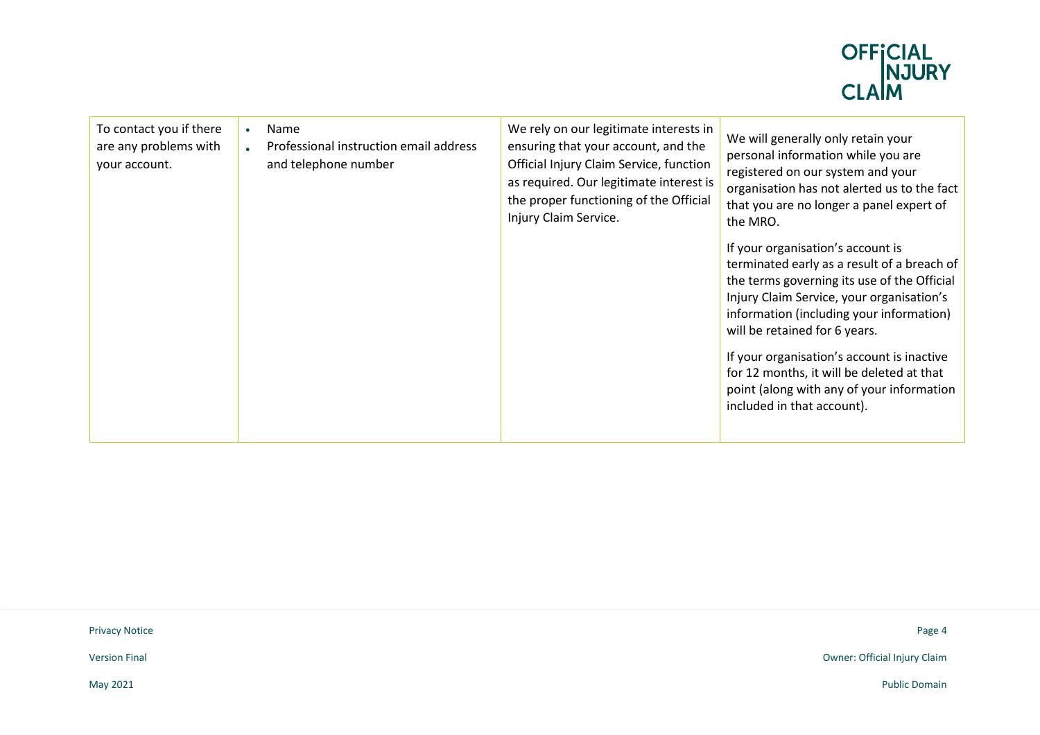| | | | |
|---|---|---|---|
| To contact you if there are any problems with your account. | • Name<br>• Professional instruction email address and telephone number | We rely on our legitimate interests in ensuring that your account, and the Official Injury Claim Service, function as required. Our legitimate interest is the proper functioning of the Official Injury Claim Service. | We will generally only retain your personal information while you are registered on our system and your organisation has not alerted us to the fact that you are no longer a panel expert of the MRO.<br><br>If your organisation's account is terminated early as a result of a breach of the terms governing its use of the Official Injury Claim Service, your organisation's information (including your information) will be retained for 6 years.<br><br>If your organisation's account is inactive for 12 months, it will be deleted at that point (along with any of your information included in that account). |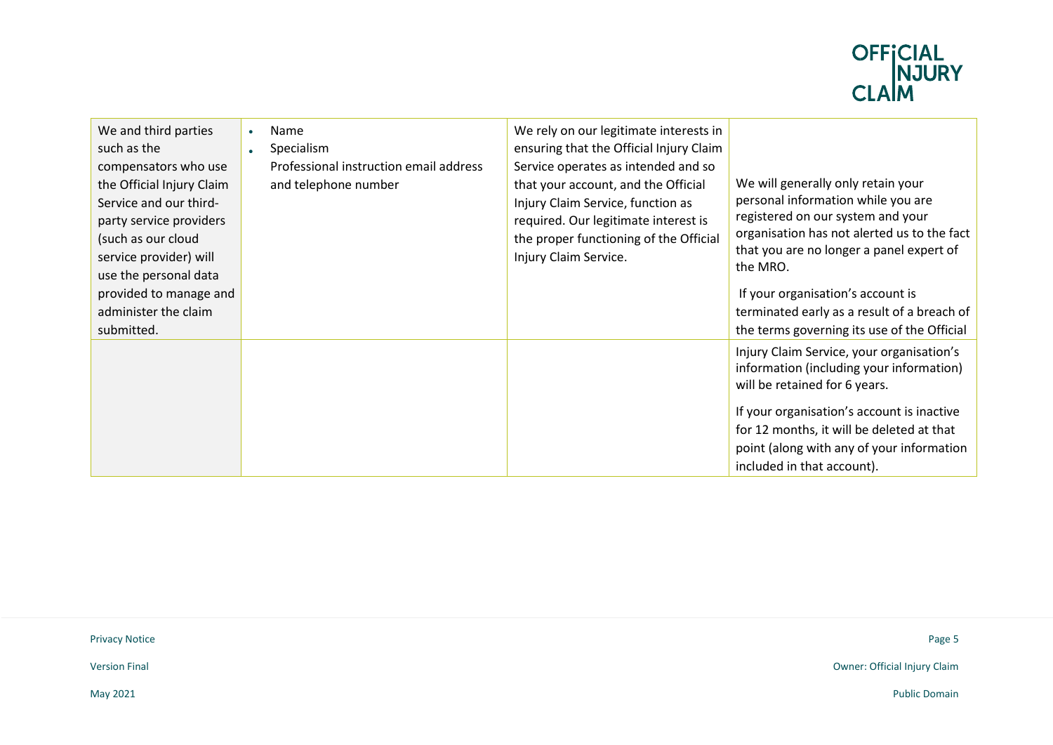| | | | |
|---|---|---|---|
| We and third parties such as the compensators who use the Official Injury Claim Service and our third-party service providers (such as our cloud service provider) will use the personal data provided to manage and administer the claim submitted. | • Name<br>• Specialism<br>Professional instruction email address and telephone number | We rely on our legitimate interests in ensuring that the Official Injury Claim Service operates as intended and so that your account, and the Official Injury Claim Service, function as required. Our legitimate interest is the proper functioning of the Official Injury Claim Service. | We will generally only retain your personal information while you are registered on our system and your organisation has not alerted us to the fact that you are no longer a panel expert of the MRO.<br><br>If your organisation's account is terminated early as a result of a breach of the terms governing its use of the Official Injury Claim Service, your organisation's information (including your information) will be retained for 6 years.<br><br>If your organisation's account is inactive for 12 months, it will be deleted at that point (along with any of your information included in that account). |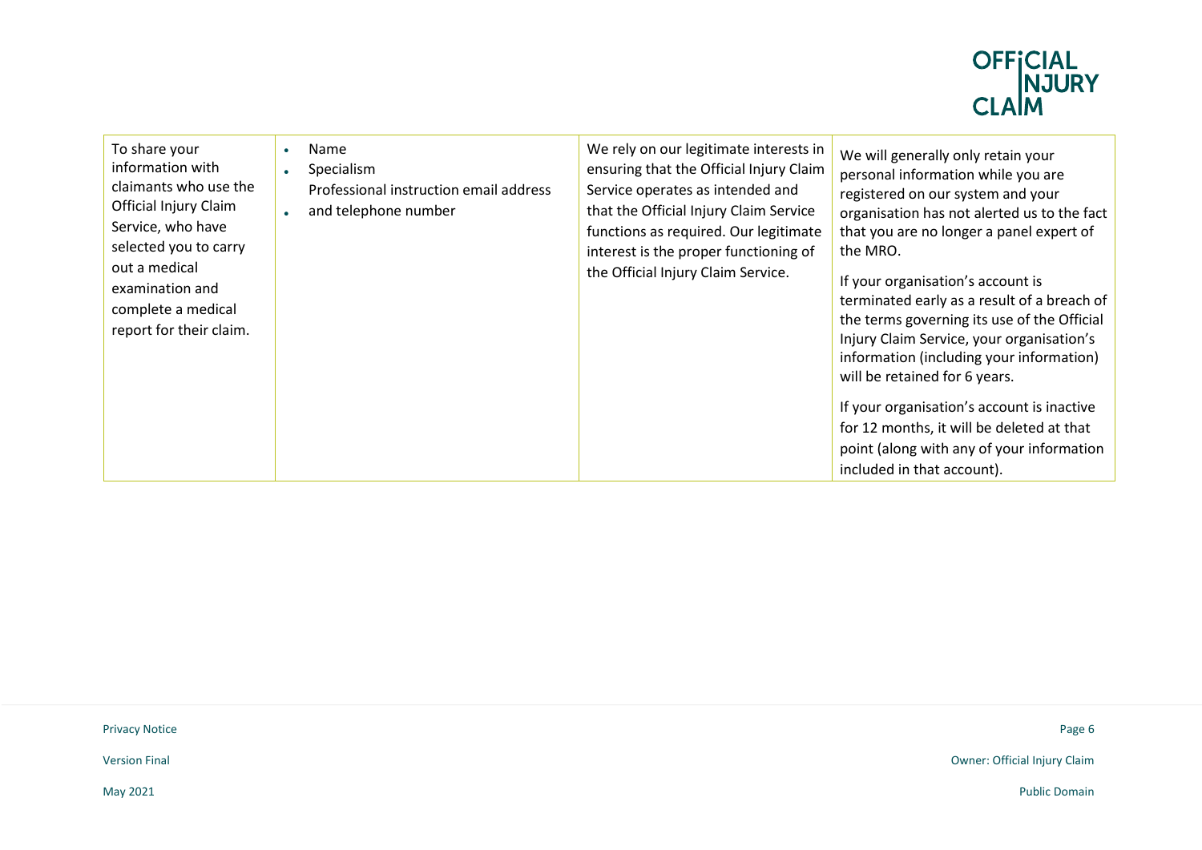| To share your information with claimants who use the Official Injury Claim Service, who have selected you to carry out a medical examination and complete a medical report for their claim. | • Name<br>• Specialism<br>Professional instruction email address<br>• and telephone number | We rely on our legitimate interests in ensuring that the Official Injury Claim Service operates as intended and that the Official Injury Claim Service functions as required. Our legitimate interest is the proper functioning of the Official Injury Claim Service. | We will generally only retain your personal information while you are registered on our system and your organisation has not alerted us to the fact that you are no longer a panel expert of the MRO.<br><br>If your organisation's account is terminated early as a result of a breach of the terms governing its use of the Official Injury Claim Service, your organisation's information (including your information) will be retained for 6 years.<br><br>If your organisation's account is inactive for 12 months, it will be deleted at that point (along with any of your information included in that account). |
|---|---|---|---|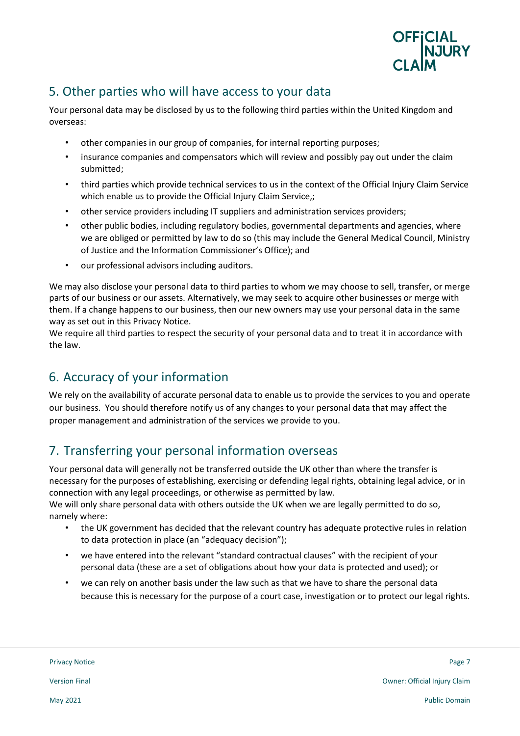## 5. Other parties who will have access to your data

Your personal data may be disclosed by us to the following third parties within the United Kingdom and overseas:

- other companies in our group of companies, for internal reporting purposes;
- insurance companies and compensators which will review and possibly pay out under the claim submitted;
- third parties which provide technical services to us in the context of the Official Injury Claim Service which enable us to provide the Official Injury Claim Service,;
- other service providers including IT suppliers and administration services providers;
- other public bodies, including regulatory bodies, governmental departments and agencies, where we are obliged or permitted by law to do so (this may include the General Medical Council, Ministry of Justice and the Information Commissioner's Office); and
- our professional advisors including auditors.

We may also disclose your personal data to third parties to whom we may choose to sell, transfer, or merge parts of our business or our assets. Alternatively, we may seek to acquire other businesses or merge with them. If a change happens to our business, then our new owners may use your personal data in the same way as set out in this Privacy Notice.

We require all third parties to respect the security of your personal data and to treat it in accordance with the law.

## 6. Accuracy of your information

We rely on the availability of accurate personal data to enable us to provide the services to you and operate our business. You should therefore notify us of any changes to your personal data that may affect the proper management and administration of the services we provide to you.

## 7. Transferring your personal information overseas

Your personal data will generally not be transferred outside the UK other than where the transfer is necessary for the purposes of establishing, exercising or defending legal rights, obtaining legal advice, or in connection with any legal proceedings, or otherwise as permitted by law.

We will only share personal data with others outside the UK when we are legally permitted to do so, namely where:

- the UK government has decided that the relevant country has adequate protective rules in relation to data protection in place (an "adequacy decision");
- we have entered into the relevant "standard contractual clauses" with the recipient of your personal data (these are a set of obligations about how your data is protected and used); or
- we can rely on another basis under the law such as that we have to share the personal data because this is necessary for the purpose of a court case, investigation or to protect our legal rights.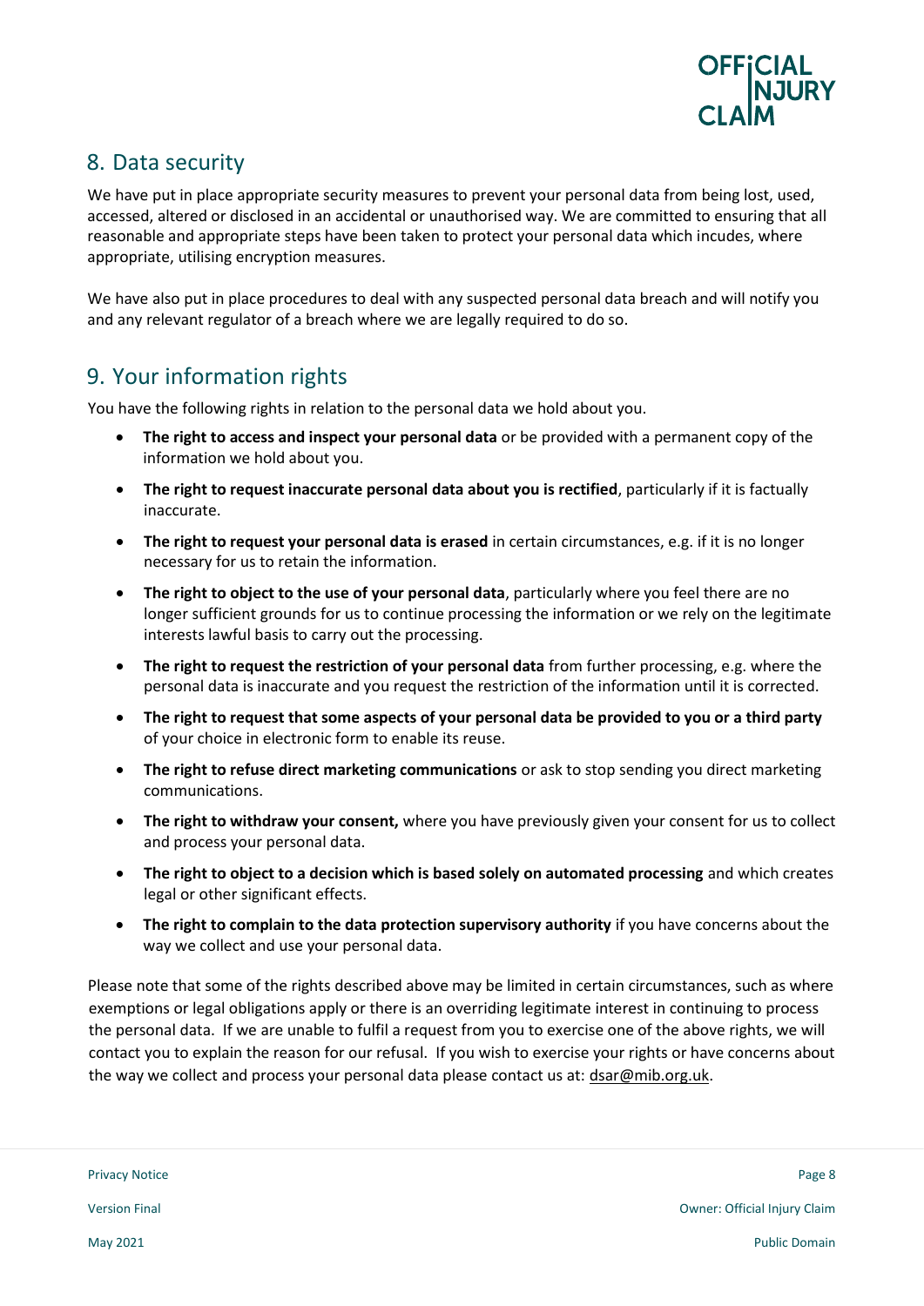## 8. Data security

We have put in place appropriate security measures to prevent your personal data from being lost, used, accessed, altered or disclosed in an accidental or unauthorised way. We are committed to ensuring that all reasonable and appropriate steps have been taken to protect your personal data which incudes, where appropriate, utilising encryption measures.

We have also put in place procedures to deal with any suspected personal data breach and will notify you and any relevant regulator of a breach where we are legally required to do so.

## 9. Your information rights

You have the following rights in relation to the personal data we hold about you.

- **The right to access and inspect your personal data** or be provided with a permanent copy of the information we hold about you.
- **The right to request inaccurate personal data about you is rectified**, particularly if it is factually inaccurate.
- **The right to request your personal data is erased** in certain circumstances, e.g. if it is no longer necessary for us to retain the information.
- **The right to object to the use of your personal data**, particularly where you feel there are no longer sufficient grounds for us to continue processing the information or we rely on the legitimate interests lawful basis to carry out the processing.
- **The right to request the restriction of your personal data** from further processing, e.g. where the personal data is inaccurate and you request the restriction of the information until it is corrected.
- **The right to request that some aspects of your personal data be provided to you or a third party** of your choice in electronic form to enable its reuse.
- **The right to refuse direct marketing communications** or ask to stop sending you direct marketing communications.
- **The right to withdraw your consent,** where you have previously given your consent for us to collect and process your personal data.
- **The right to object to a decision which is based solely on automated processing** and which creates legal or other significant effects.
- **The right to complain to the data protection supervisory authority** if you have concerns about the way we collect and use your personal data.

Please note that some of the rights described above may be limited in certain circumstances, such as where exemptions or legal obligations apply or there is an overriding legitimate interest in continuing to process the personal data. If we are unable to fulfil a request from you to exercise one of the above rights, we will contact you to explain the reason for our refusal. If you wish to exercise your rights or have concerns about the way we collect and process your personal data please contact us at: dsar@mib.org.uk.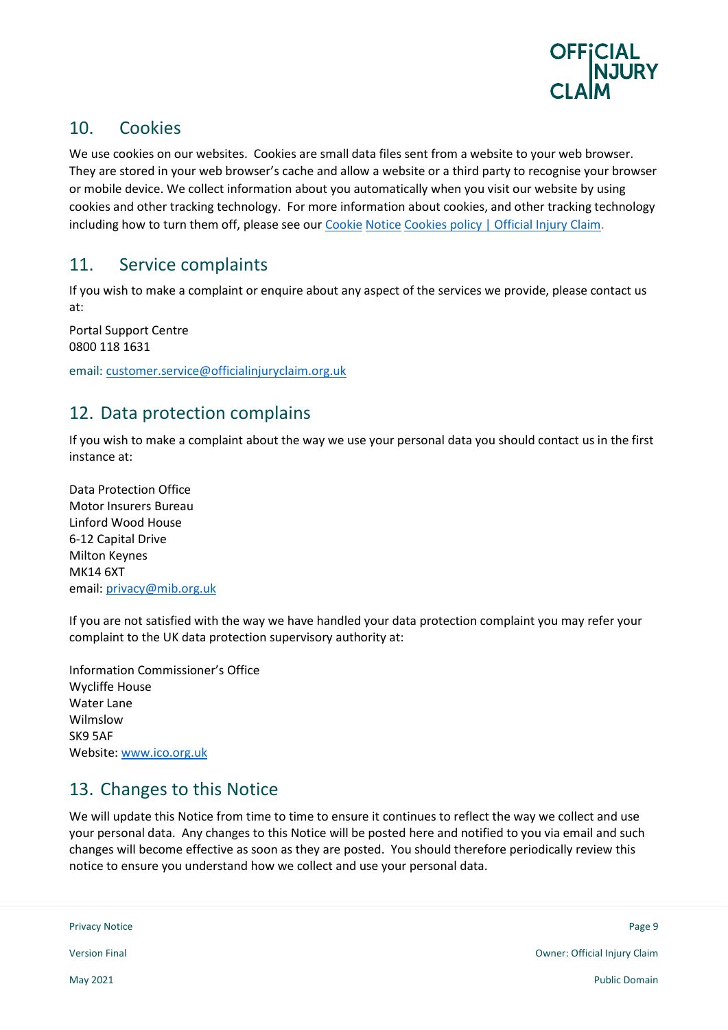## 10. Cookies

We use cookies on our websites. Cookies are small data files sent from a website to your web browser. They are stored in your web browser's cache and allow a website or a third party to recognise your browser or mobile device. We collect information about you automatically when you visit our website by using cookies and other tracking technology. For more information about cookies, and other tracking technology including how to turn them off, please see our Cookie Notice Cookies policy | Official Injury Claim.

## 11. Service complaints

If you wish to make a complaint or enquire about any aspect of the services we provide, please contact us at:

Portal Support Centre
0800 118 1631

email: customer.service@officialinjuryclaim.org.uk

## 12. Data protection complains

If you wish to make a complaint about the way we use your personal data you should contact us in the first instance at:

Data Protection Office
Motor Insurers Bureau
Linford Wood House
6-12 Capital Drive
Milton Keynes
MK14 6XT
email: privacy@mib.org.uk

If you are not satisfied with the way we have handled your data protection complaint you may refer your complaint to the UK data protection supervisory authority at:

Information Commissioner's Office
Wycliffe House
Water Lane
Wilmslow
SK9 5AF
Website: www.ico.org.uk

## 13. Changes to this Notice

We will update this Notice from time to time to ensure it continues to reflect the way we collect and use your personal data. Any changes to this Notice will be posted here and notified to you via email and such changes will become effective as soon as they are posted. You should therefore periodically review this notice to ensure you understand how we collect and use your personal data.